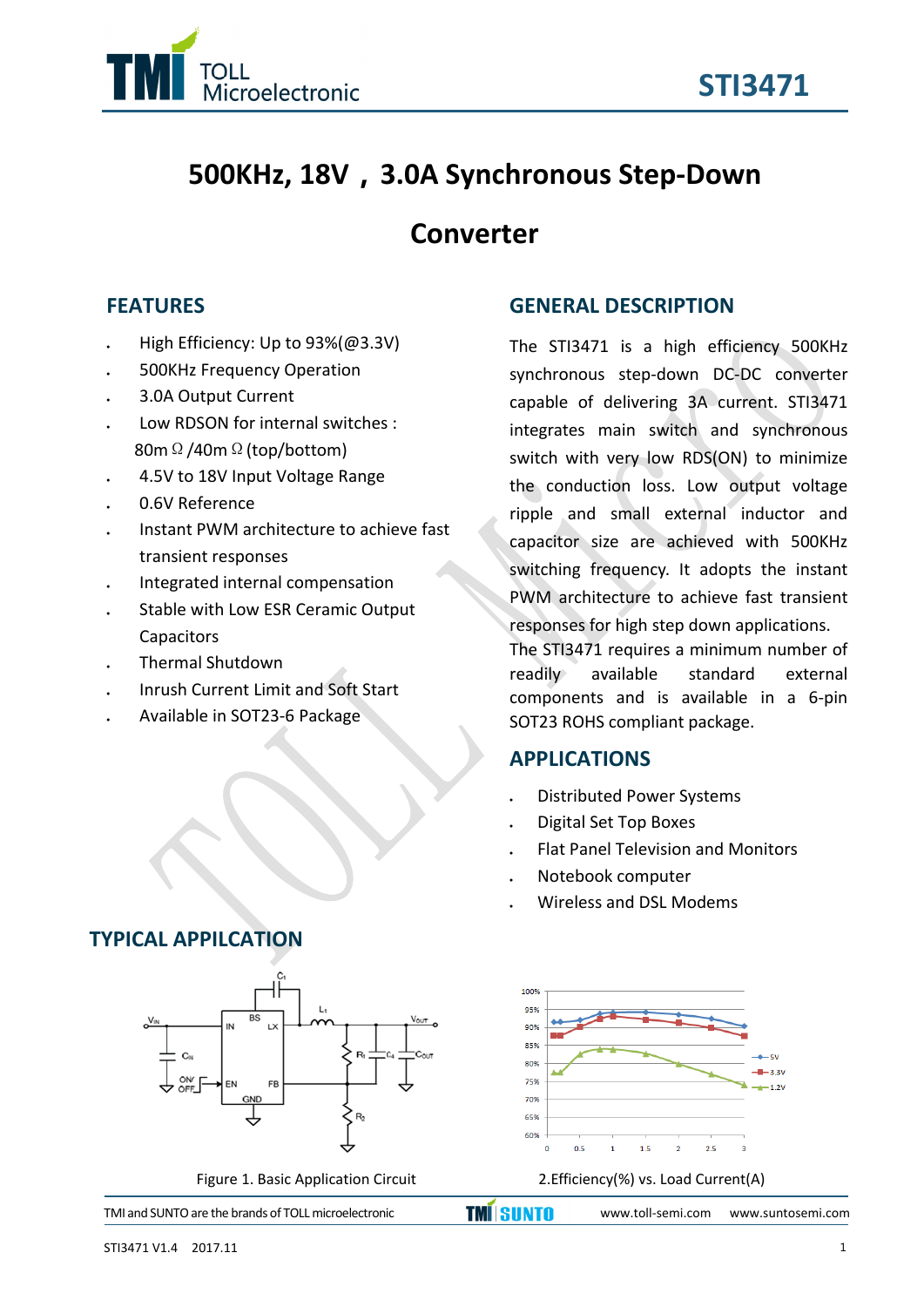# 500KHz, 18V, 3.0A Synchronous Step-Down Converter

## FEATURES

- High Efficiency: Up to 93%(@3.3V)
- 500KHz Frequency Operation
- 3.0A Output Current
- Low RDSON for internal switches : 80mΩ /40mΩ (top/bottom)
- 4.5V to 18V Input Voltage Range
- 0.6V Reference
- Instant PWM architecture to achieve fast transient responses
- Integrated internal compensation
- Stable with Low ESR Ceramic Output Capacitors
- Thermal Shutdown
- Inrush Current Limit and Soft Start
- Available in SOT23-6 Package

## GENERAL DESCRIPTION

The STI3471 is a high efficiency 500KHz synchronous step-down DC-DC converter capable of delivering 3A current. STI3471 integrates main switch and synchronous switch with very low RDS(ON) to minimize the conduction loss. Low output voltage ripple and small external inductor and capacitor size are achieved with 500KHz switching frequency. It adopts the instant PWM architecture to achieve fast transient responses for high step down applications.

The STI3471 requires a minimum number of readily available standard external components and is available in a 6-pin SOT23 ROHS compliant package.

## APPLICATIONS

- Distributed Power Systems
- Digital Set Top Boxes
- Flat Panel Television and Monitors
- Notebook computer
- Wireless and DSL Modems

## TYPICAL APPILCATION

C1
VIN
IN
BS
LX
L1
VOUT
CIN
ON/OFF
EN
FB
GND
R1
C4
COUT
R2

Figure 1. Basic Application Circuit

100%
95%
90%
85%
80%
75%
70%
65%
60%
0
0.5
1
1.5
2
2.5
3
5V
3.3V
1.2V

2.Efficiency(%) vs. Load Current(A)

TMI and SUNTO are the brands of TOLL microelectronic
www.toll-semi.com www.suntosemi.com

STI3471 V1.4 2017.11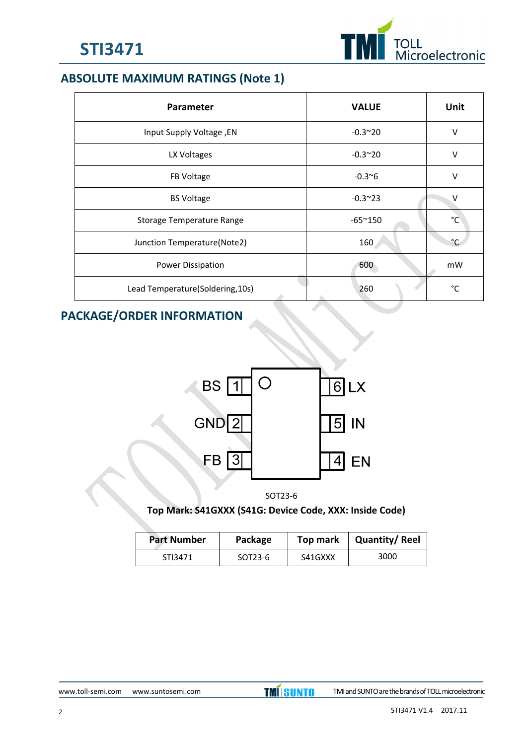## ABSOLUTE MAXIMUM RATINGS (Note 1)

| Parameter | VALUE | Unit |
|---|---|---|
| Input Supply Voltage ,EN | -0.3~20 | V |
| LX Voltages | -0.3~20 | V |
| FB Voltage | -0.3~6 | V |
| BS Voltage | -0.3~23 | V |
| Storage Temperature Range | -65~150 | °C |
| Junction Temperature(Note2) | 160 | °C |
| Power Dissipation | 600 | mW |
| Lead Temperature(Soldering,10s) | 260 | °C |

## PACKAGE/ORDER INFORMATION

BS 1
GND 2
FB 3
6 LX
5 IN
4 EN

SOT23-6

**Top Mark: S41GXXX (S41G: Device Code, XXX: Inside Code)**

| Part Number | Package | Top mark | Quantity/ Reel |
|---|---|---|---|
| STI3471 | SOT23-6 | S41GXXX | 3000 |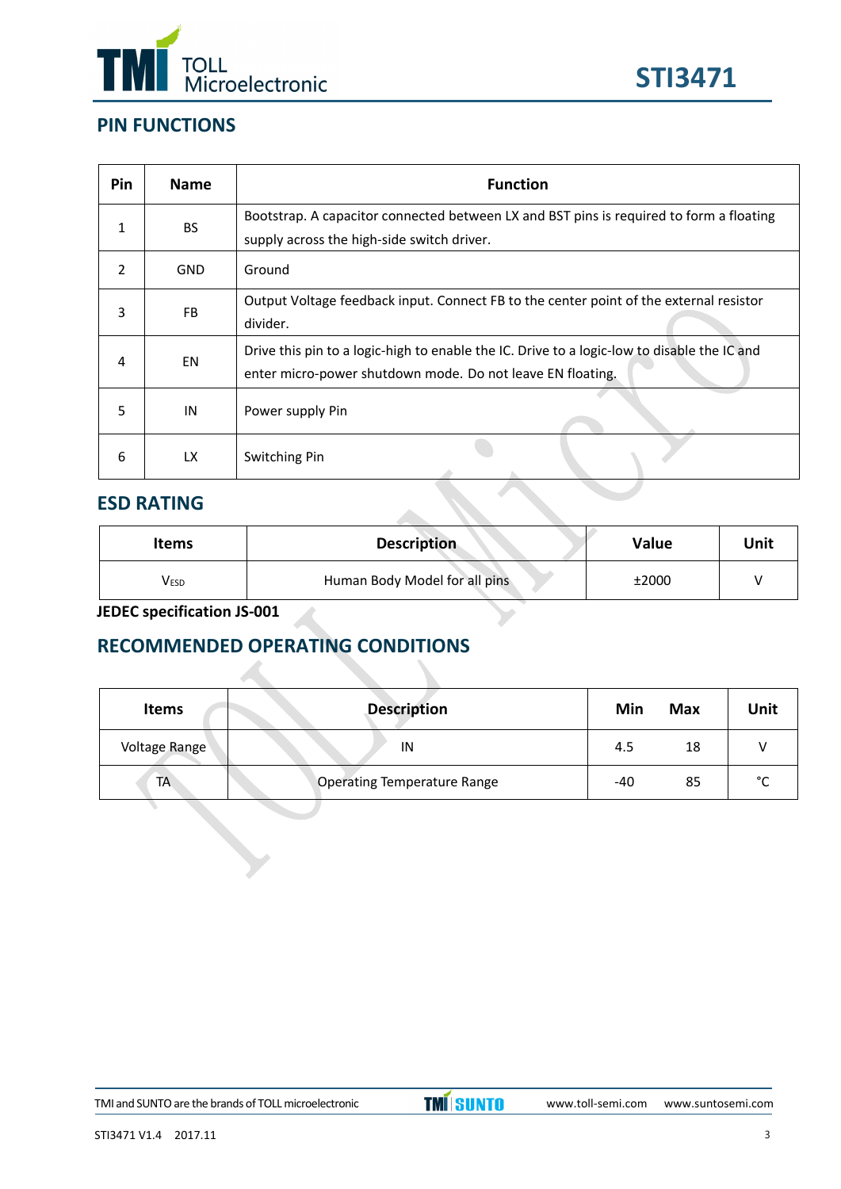## PIN FUNCTIONS

| Pin | Name | Function |
|---|---|---|
| 1 | BS | Bootstrap. A capacitor connected between LX and BST pins is required to form a floating supply across the high-side switch driver. |
| 2 | GND | Ground |
| 3 | FB | Output Voltage feedback input. Connect FB to the center point of the external resistor divider. |
| 4 | EN | Drive this pin to a logic-high to enable the IC. Drive to a logic-low to disable the IC and enter micro-power shutdown mode. Do not leave EN floating. |
| 5 | IN | Power supply Pin |
| 6 | LX | Switching Pin |

## ESD RATING

| Items | Description | Value | Unit |
|---|---|---|---|
| $V_{ESD}$ | Human Body Model for all pins | ±2000 | V |

**JEDEC specification JS-001**

## RECOMMENDED OPERATING CONDITIONS

| Items | Description | Min | Max | Unit |
|---|---|---|---|---|
| Voltage Range | IN | 4.5 | 18 | V |
| TA | Operating Temperature Range | -40 | 85 | °C |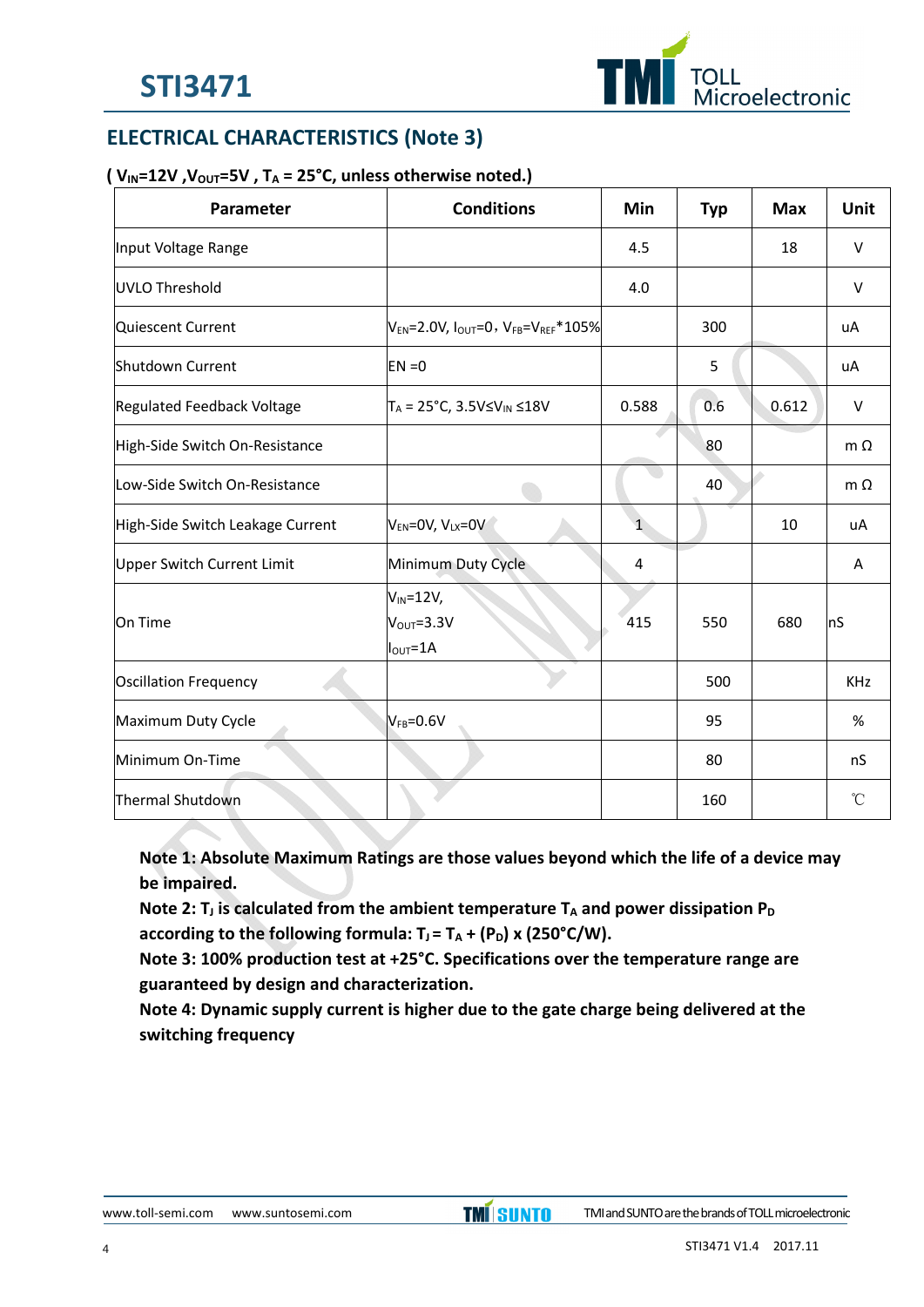## ELECTRICAL CHARACTERISTICS (Note 3)

**( $V_{IN}$=12V ,$V_{OUT}$=5V , $T_A$ = 25°C, unless otherwise noted.)**

| Parameter | Conditions | Min | Typ | Max | Unit |
|---|---|---|---|---|---|
| Input Voltage Range | | 4.5 | | 18 | V |
| UVLO Threshold | | 4.0 | | | V |
| Quiescent Current | $V_{EN}$=2.0V, $I_{OUT}$=0，$V_{FB}$=$V_{REF}$*105% | | 300 | | uA |
| Shutdown Current | EN =0 | | 5 | | uA |
| Regulated Feedback Voltage | $T_A$ = 25°C, 3.5V≤$V_{IN}$ ≤18V | 0.588 | 0.6 | 0.612 | V |
| High-Side Switch On-Resistance | | | 80 | | m Ω |
| Low-Side Switch On-Resistance | | | 40 | | m Ω |
| High-Side Switch Leakage Current | $V_{EN}$=0V, $V_{LX}$=0V | 1 | | 10 | uA |
| Upper Switch Current Limit | Minimum Duty Cycle | 4 | | | A |
| On Time | $V_{IN}$=12V, $V_{OUT}$=3.3V $I_{OUT}$=1A | 415 | 550 | 680 | nS |
| Oscillation Frequency | | | 500 | | KHz |
| Maximum Duty Cycle | $V_{FB}$=0.6V | | 95 | | % |
| Minimum On-Time | | | 80 | | nS |
| Thermal Shutdown | | | 160 | | ℃ |

**Note 1: Absolute Maximum Ratings are those values beyond which the life of a device may be impaired.**

**Note 2: $T_J$ is calculated from the ambient temperature $T_A$ and power dissipation $P_D$ according to the following formula: $T_J = T_A + (P_D) \times (250°C/W)$.**

**Note 3: 100% production test at +25°C. Specifications over the temperature range are guaranteed by design and characterization.**

**Note 4: Dynamic supply current is higher due to the gate charge being delivered at the switching frequency**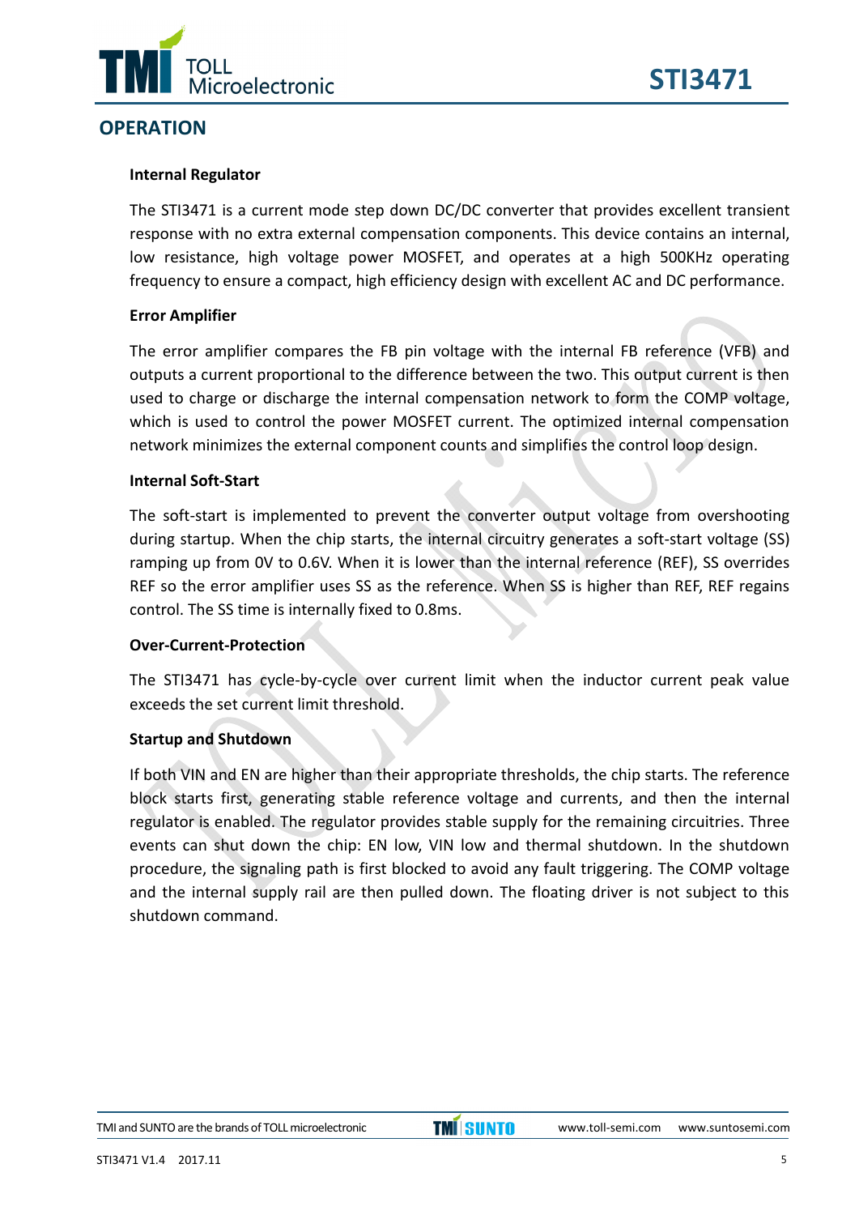## OPERATION

### Internal Regulator

The STI3471 is a current mode step down DC/DC converter that provides excellent transient response with no extra external compensation components. This device contains an internal, low resistance, high voltage power MOSFET, and operates at a high 500KHz operating frequency to ensure a compact, high efficiency design with excellent AC and DC performance.

### Error Amplifier

The error amplifier compares the FB pin voltage with the internal FB reference (VFB) and outputs a current proportional to the difference between the two. This output current is then used to charge or discharge the internal compensation network to form the COMP voltage, which is used to control the power MOSFET current. The optimized internal compensation network minimizes the external component counts and simplifies the control loop design.

### Internal Soft-Start

The soft-start is implemented to prevent the converter output voltage from overshooting during startup. When the chip starts, the internal circuitry generates a soft-start voltage (SS) ramping up from 0V to 0.6V. When it is lower than the internal reference (REF), SS overrides REF so the error amplifier uses SS as the reference. When SS is higher than REF, REF regains control. The SS time is internally fixed to 0.8ms.

### Over-Current-Protection

The STI3471 has cycle-by-cycle over current limit when the inductor current peak value exceeds the set current limit threshold.

### Startup and Shutdown

If both VIN and EN are higher than their appropriate thresholds, the chip starts. The reference block starts first, generating stable reference voltage and currents, and then the internal regulator is enabled. The regulator provides stable supply for the remaining circuitries. Three events can shut down the chip: EN low, VIN low and thermal shutdown. In the shutdown procedure, the signaling path is first blocked to avoid any fault triggering. The COMP voltage and the internal supply rail are then pulled down. The floating driver is not subject to this shutdown command.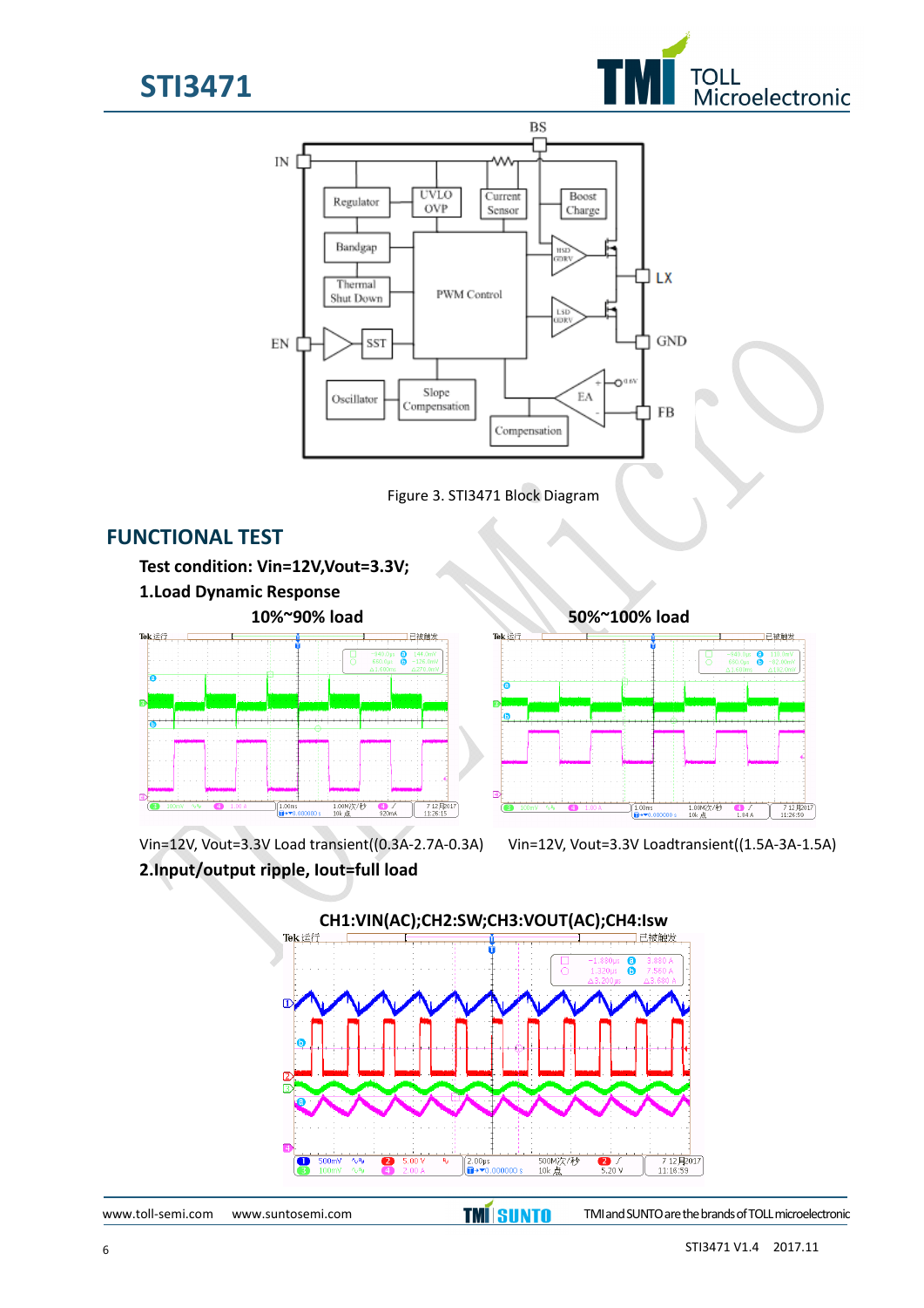BS

IN

EN

LX

GND

FB

Regulator

UVLO OVP

Current Sensor

Boost Charge

Bandgap

Thermal Shut Down

PWM Control

HSD GDRV

LSD GDRV

SST

Oscillator

Slope Compensation

Compensation

EA

0.6V

Figure 3. STI3471 Block Diagram

## FUNCTIONAL TEST

**Test condition: Vin=12V,Vout=3.3V;**

**1.Load Dynamic Response**

**10%~90% load**

Vin=12V, Vout=3.3V Load transient((0.3A-2.7A-0.3A)

**50%~100% load**

Vin=12V, Vout=3.3V Loadtransient((1.5A-3A-1.5A)

**2.Input/output ripple, Iout=full load**

**CH1:VIN(AC);CH2:SW;CH3:VOUT(AC);CH4:Isw**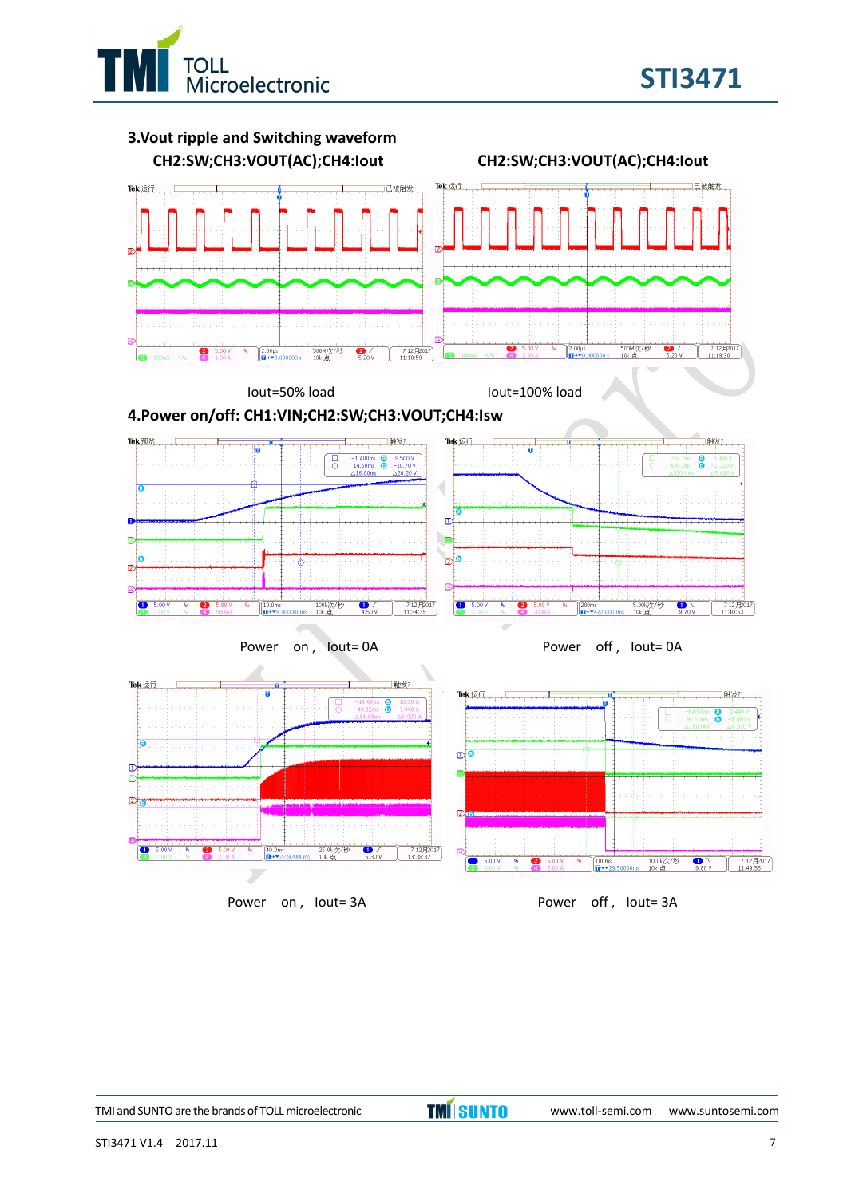### 3.Vout ripple and Switching waveform

**CH2:SW;CH3:VOUT(AC);CH4:Iout**

**CH2:SW;CH3:VOUT(AC);CH4:Iout**

Iout=50% load

Iout=100% load

### 4.Power on/off: CH1:VIN;CH2:SW;CH3:VOUT;CH4:Isw

Power on， Iout= 0A

Power off， Iout= 0A

Power on， Iout= 3A

Power off， Iout= 3A

TMI and SUNTO are the brands of TOLL microelectronic www.toll-semi.com www.suntosemi.com

STI3471 V1.4 2017.11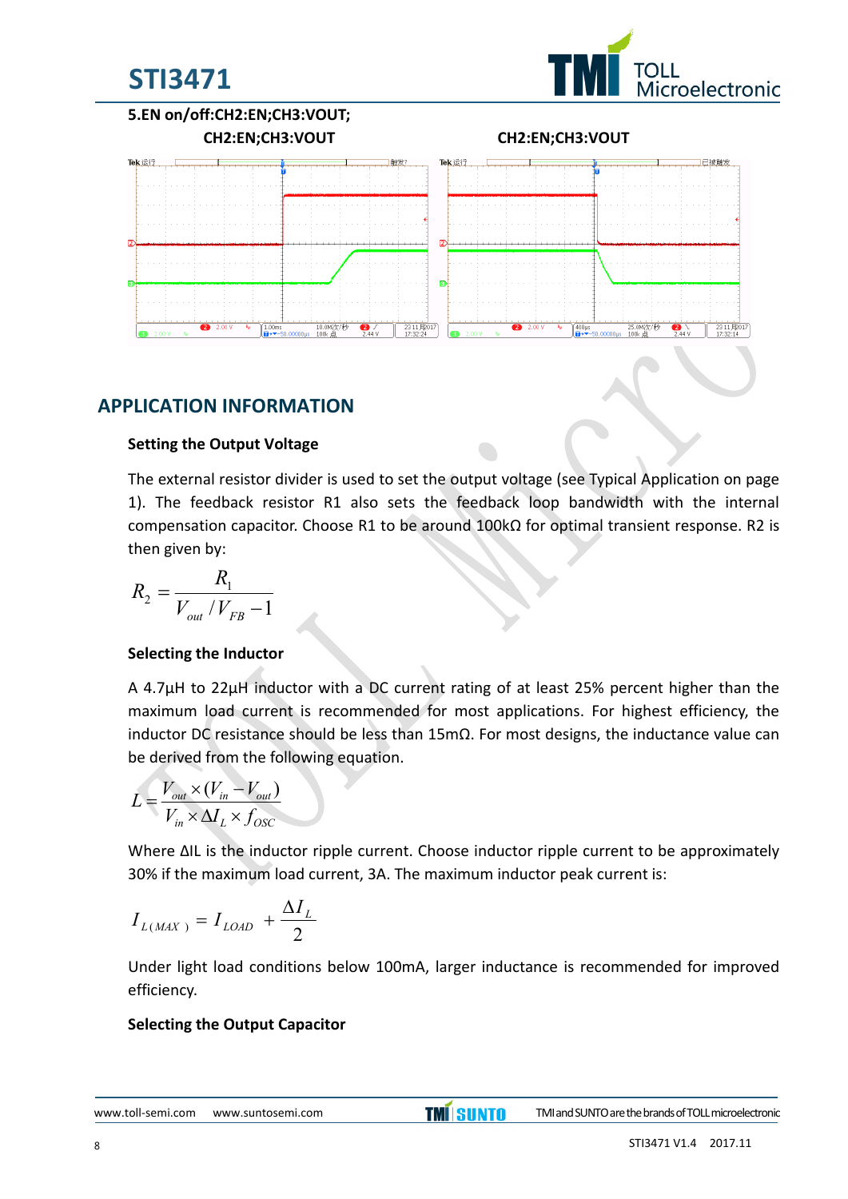## 5.EN on/off:CH2:EN;CH3:VOUT;

CH2:EN;CH3:VOUT

CH2:EN;CH3:VOUT

# APPLICATION INFORMATION

### Setting the Output Voltage

The external resistor divider is used to set the output voltage (see Typical Application on page 1). The feedback resistor R1 also sets the feedback loop bandwidth with the internal compensation capacitor. Choose R1 to be around 100kΩ for optimal transient response. R2 is then given by:

$$R_2 = \frac{R_1}{V_{out} / V_{FB} - 1}$$

### Selecting the Inductor

A 4.7µH to 22µH inductor with a DC current rating of at least 25% percent higher than the maximum load current is recommended for most applications. For highest efficiency, the inductor DC resistance should be less than 15mΩ. For most designs, the inductance value can be derived from the following equation.

$$L = \frac{V_{out} \times (V_{in} - V_{out})}{V_{in} \times \Delta I_L \times f_{OSC}}$$

Where ΔIL is the inductor ripple current. Choose inductor ripple current to be approximately 30% if the maximum load current, 3A. The maximum inductor peak current is:

$$I_{L(MAX)} = I_{LOAD} + \frac{\Delta I_L}{2}$$

Under light load conditions below 100mA, larger inductance is recommended for improved efficiency.

### Selecting the Output Capacitor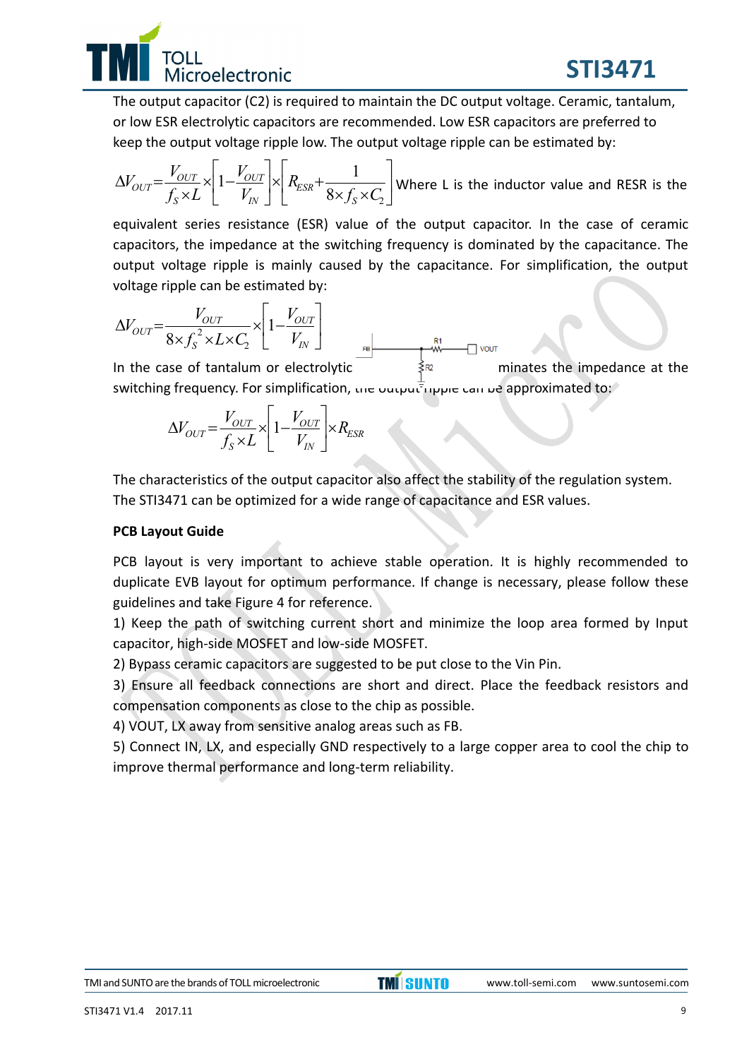The output capacitor (C2) is required to maintain the DC output voltage. Ceramic, tantalum, or low ESR electrolytic capacitors are recommended. Low ESR capacitors are preferred to keep the output voltage ripple low. The output voltage ripple can be estimated by:

$$\Delta V_{OUT}=\frac{V_{OUT}}{f_S\times L}\times\left[1-\frac{V_{OUT}}{V_{IN}}\right]\times\left[R_{ESR}+\frac{1}{8\times f_S\times C_2}\right]$$

Where L is the inductor value and RESR is the equivalent series resistance (ESR) value of the output capacitor. In the case of ceramic capacitors, the impedance at the switching frequency is dominated by the capacitance. The output voltage ripple is mainly caused by the capacitance. For simplification, the output voltage ripple can be estimated by:

$$\Delta V_{OUT}=\frac{V_{OUT}}{8\times f_S^{\,2}\times L\times C_2}\times\left[1-\frac{V_{OUT}}{V_{IN}}\right]$$

FB
R1
VOUT
R2

In the case of tantalum or electrolytic capacitors, the ESR dominates the impedance at the switching frequency. For simplification, the output ripple can be approximated to:

$$\Delta V_{OUT}=\frac{V_{OUT}}{f_S\times L}\times\left[1-\frac{V_{OUT}}{V_{IN}}\right]\times R_{ESR}$$

The characteristics of the output capacitor also affect the stability of the regulation system. The STI3471 can be optimized for a wide range of capacitance and ESR values.

**PCB Layout Guide**

PCB layout is very important to achieve stable operation. It is highly recommended to duplicate EVB layout for optimum performance. If change is necessary, please follow these guidelines and take Figure 4 for reference.

1) Keep the path of switching current short and minimize the loop area formed by Input capacitor, high-side MOSFET and low-side MOSFET.

2) Bypass ceramic capacitors are suggested to be put close to the Vin Pin.

3) Ensure all feedback connections are short and direct. Place the feedback resistors and compensation components as close to the chip as possible.

4) VOUT, LX away from sensitive analog areas such as FB.

5) Connect IN, LX, and especially GND respectively to a large copper area to cool the chip to improve thermal performance and long-term reliability.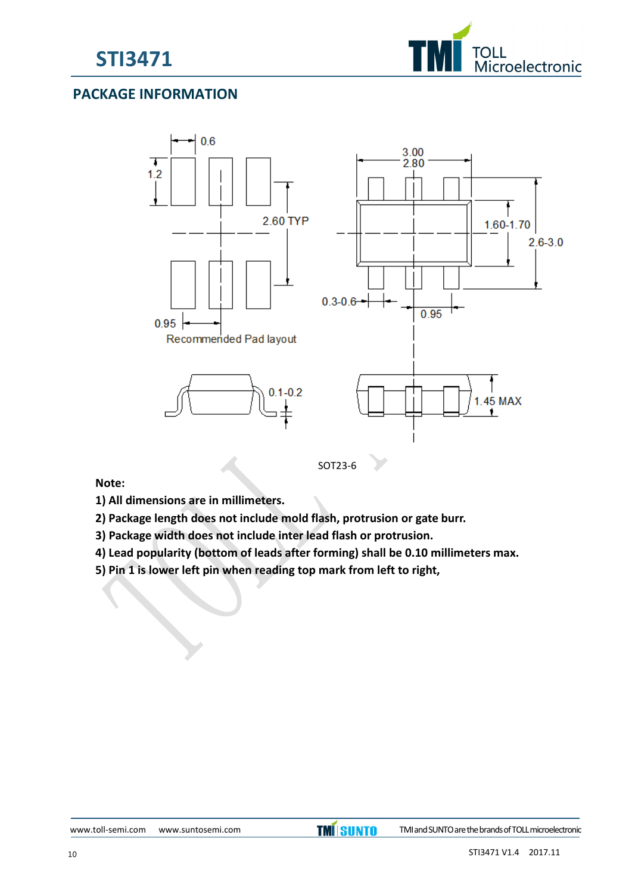## PACKAGE INFORMATION

0.6

1.2

2.60 TYP

0.95

Recommended Pad layout

3.00
2.80

1.60-1.70

2.6-3.0

0.3-0.6

0.95

0.1-0.2

1.45 MAX

SOT23-6

**Note:**

**1) All dimensions are in millimeters.**

**2) Package length does not include mold flash, protrusion or gate burr.**

**3) Package width does not include inter lead flash or protrusion.**

**4) Lead popularity (bottom of leads after forming) shall be 0.10 millimeters max.**

**5) Pin 1 is lower left pin when reading top mark from left to right,**